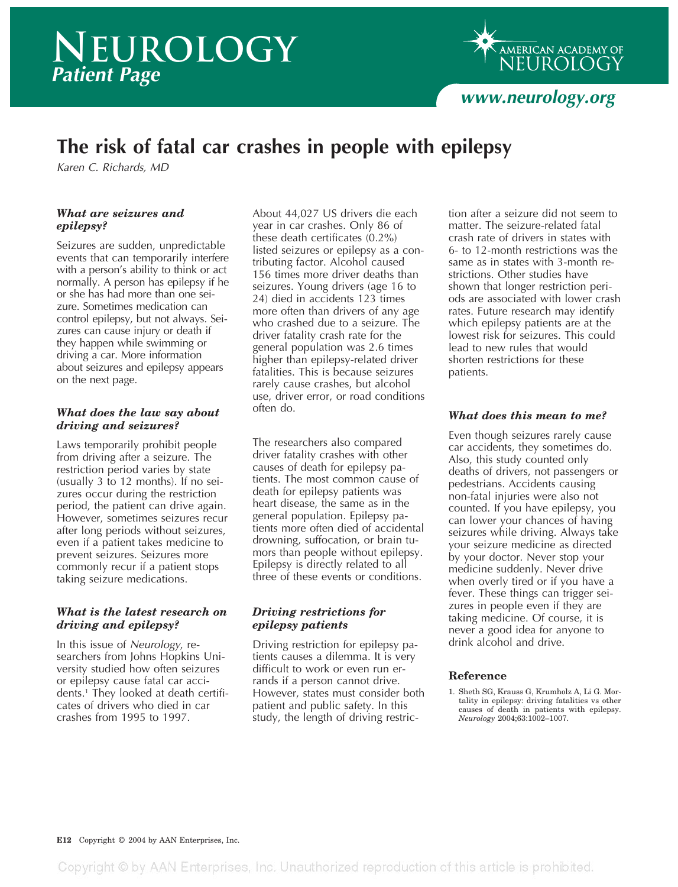# Neurology Patient Page

## The risk of fatal car crashes in people with epilepsy

*Karen C. Richards, MD*

### *What are seizures and epilepsy?*

Seizures are sudden, unpredictable events that can temporarily interfere with a person's ability to think or act normally. A person has epilepsy if he or she has had more than one seizure. Sometimes medication can control epilepsy, but not always. Seizures can cause injury or death if they happen while swimming or driving a car. More information about seizures and epilepsy appears on the next page.

### *What does the law say about driving and seizures?*

Laws temporarily prohibit people from driving after a seizure. The restriction period varies by state (usually 3 to 12 months). If no seizures occur during the restriction period, the patient can drive again. However, sometimes seizures recur after long periods without seizures, even if a patient takes medicine to prevent seizures. Seizures more commonly recur if a patient stops taking seizure medications.

### *What is the latest research on driving and epilepsy?*

In this issue of *Neurology*, researchers from Johns Hopkins University studied how often seizures or epilepsy cause fatal car accidents.[1] They looked at death certificates of drivers who died in car crashes from 1995 to 1997.

About 44,027 US drivers die each year in car crashes. Only 86 of these death certificates (0.2%) listed seizures or epilepsy as a contributing factor. Alcohol caused 156 times more driver deaths than seizures. Young drivers (age 16 to 24) died in accidents 123 times more often than drivers of any age who crashed due to a seizure. The driver fatality crash rate for the general population was 2.6 times higher than epilepsy-related driver fatalities. This is because seizures rarely cause crashes, but alcohol use, driver error, or road conditions often do.

The researchers also compared driver fatality crashes with other causes of death for epilepsy patients. The most common cause of death for epilepsy patients was heart disease, the same as in the general population. Epilepsy patients more often died of accidental drowning, suffocation, or brain tumors than people without epilepsy. Epilepsy is directly related to all three of these events or conditions.

### *Driving restrictions for epilepsy patients*

Driving restriction for epilepsy patients causes a dilemma. It is very difficult to work or even run errands if a person cannot drive. However, states must consider both patient and public safety. In this study, the length of driving restriction after a seizure did not seem to matter. The seizure-related fatal crash rate of drivers in states with 6- to 12-month restrictions was the same as in states with 3-month restrictions. Other studies have shown that longer restriction periods are associated with lower crash rates. Future research may identify which epilepsy patients are at the lowest risk for seizures. This could lead to new rules that would shorten restrictions for these patients.

### *What does this mean to me?*

Even though seizures rarely cause car accidents, they sometimes do. Also, this study counted only deaths of drivers, not passengers or pedestrians. Accidents causing non-fatal injuries were also not counted. If you have epilepsy, you can lower your chances of having seizures while driving. Always take your seizure medicine as directed by your doctor. Never stop your medicine suddenly. Never drive when overly tired or if you have a fever. These things can trigger seizures in people even if they are taking medicine. Of course, it is never a good idea for anyone to drink alcohol and drive.

### Reference

1. Sheth SG, Krauss G, Krumholz A, Li G. Mortality in epilepsy: driving fatalities vs other causes of death in patients with epilepsy. *Neurology* 2004;63:1002–1007.

Copyright © 2004 by AAN Enterprises, Inc.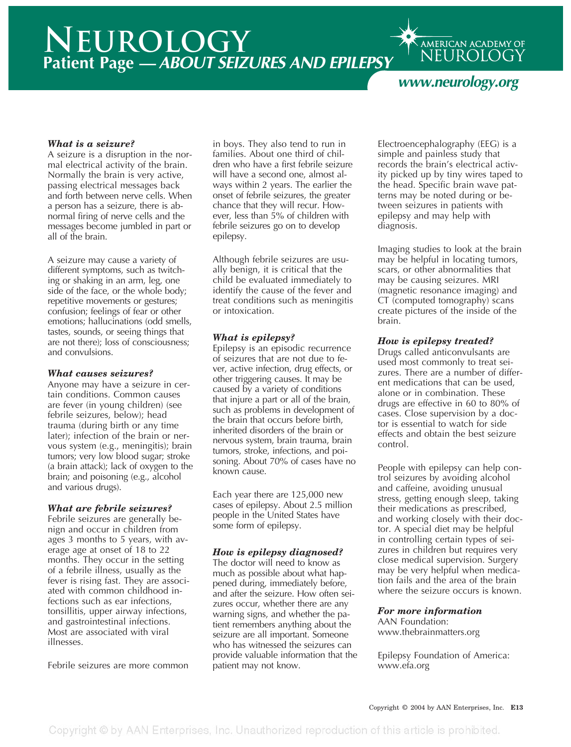# NEUROLOGY

## Patient Page — *ABOUT SEIZURES AND EPILEPSY*

AMERICAN ACADEMY OF NEUROLOGY

***www.neurology.org***

***What is a seizure?***

A seizure is a disruption in the normal electrical activity of the brain. Normally the brain is very active, passing electrical messages back and forth between nerve cells. When a person has a seizure, there is abnormal firing of nerve cells and the messages become jumbled in part or all of the brain.

A seizure may cause a variety of different symptoms, such as twitching or shaking in an arm, leg, one side of the face, or the whole body; repetitive movements or gestures; confusion; feelings of fear or other emotions; hallucinations (odd smells, tastes, sounds, or seeing things that are not there); loss of consciousness; and convulsions.

***What causes seizures?***

Anyone may have a seizure in certain conditions. Common causes are fever (in young children) (see febrile seizures, below); head trauma (during birth or any time later); infection of the brain or nervous system (e.g., meningitis); brain tumors; very low blood sugar; stroke (a brain attack); lack of oxygen to the brain; and poisoning (e.g., alcohol and various drugs).

***What are febrile seizures?***

Febrile seizures are generally benign and occur in children from ages 3 months to 5 years, with average age at onset of 18 to 22 months. They occur in the setting of a febrile illness, usually as the fever is rising fast. They are associated with common childhood infections such as ear infections, tonsillitis, upper airway infections, and gastrointestinal infections. Most are associated with viral illnesses.

Febrile seizures are more common in boys. They also tend to run in families. About one third of children who have a first febrile seizure will have a second one, almost always within 2 years. The earlier the onset of febrile seizures, the greater chance that they will recur. However, less than 5% of children with febrile seizures go on to develop epilepsy.

Although febrile seizures are usually benign, it is critical that the child be evaluated immediately to identify the cause of the fever and treat conditions such as meningitis or intoxication.

***What is epilepsy?***

Epilepsy is an episodic recurrence of seizures that are not due to fever, active infection, drug effects, or other triggering causes. It may be caused by a variety of conditions that injure a part or all of the brain, such as problems in development of the brain that occurs before birth, inherited disorders of the brain or nervous system, brain trauma, brain tumors, stroke, infections, and poisoning. About 70% of cases have no known cause.

Each year there are 125,000 new cases of epilepsy. About 2.5 million people in the United States have some form of epilepsy.

***How is epilepsy diagnosed?***

The doctor will need to know as much as possible about what happened during, immediately before, and after the seizure. How often seizures occur, whether there are any warning signs, and whether the patient remembers anything about the seizure are all important. Someone who has witnessed the seizures can provide valuable information that the patient may not know.

Electroencephalography (EEG) is a simple and painless study that records the brain's electrical activity picked up by tiny wires taped to the head. Specific brain wave patterns may be noted during or between seizures in patients with epilepsy and may help with diagnosis.

Imaging studies to look at the brain may be helpful in locating tumors, scars, or other abnormalities that may be causing seizures. MRI (magnetic resonance imaging) and CT (computed tomography) scans create pictures of the inside of the brain.

***How is epilepsy treated?***

Drugs called anticonvulsants are used most commonly to treat seizures. There are a number of different medications that can be used, alone or in combination. These drugs are effective in 60 to 80% of cases. Close supervision by a doctor is essential to watch for side effects and obtain the best seizure control.

People with epilepsy can help control seizures by avoiding alcohol and caffeine, avoiding unusual stress, getting enough sleep, taking their medications as prescribed, and working closely with their doctor. A special diet may be helpful in controlling certain types of seizures in children but requires very close medical supervision. Surgery may be very helpful when medication fails and the area of the brain where the seizure occurs is known.

***For more information***

AAN Foundation:
www.thebrainmatters.org

Epilepsy Foundation of America:
www.efa.org

Copyright © 2004 by AAN Enterprises, Inc.

Copyright © by AAN Enterprises, Inc. Unauthorized reproduction of this article is prohibited.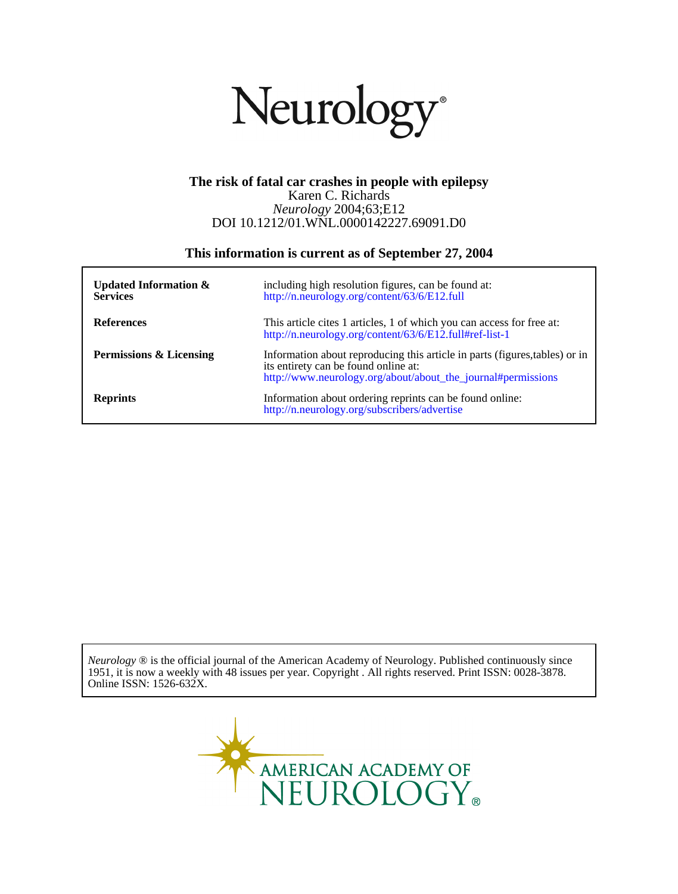# Neurology®

**The risk of fatal car crashes in people with epilepsy**

Karen C. Richards

*Neurology* 2004;63;E12

DOI 10.1212/01.WNL.0000142227.69091.D0

**This information is current as of September 27, 2004**

| | |
|---|---|
| **Updated Information & Services** | including high resolution figures, can be found at: http://n.neurology.org/content/63/6/E12.full |
| **References** | This article cites 1 articles, 1 of which you can access for free at: http://n.neurology.org/content/63/6/E12.full#ref-list-1 |
| **Permissions & Licensing** | Information about reproducing this article in parts (figures,tables) or in its entirety can be found online at: http://www.neurology.org/about/about_the_journal#permissions |
| **Reprints** | Information about ordering reprints can be found online: http://n.neurology.org/subscribers/advertise |

*Neurology* ® is the official journal of the American Academy of Neurology. Published continuously since 1951, it is now a weekly with 48 issues per year. Copyright . All rights reserved. Print ISSN: 0028-3878. Online ISSN: 1526-632X.

AMERICAN ACADEMY OF NEUROLOGY®